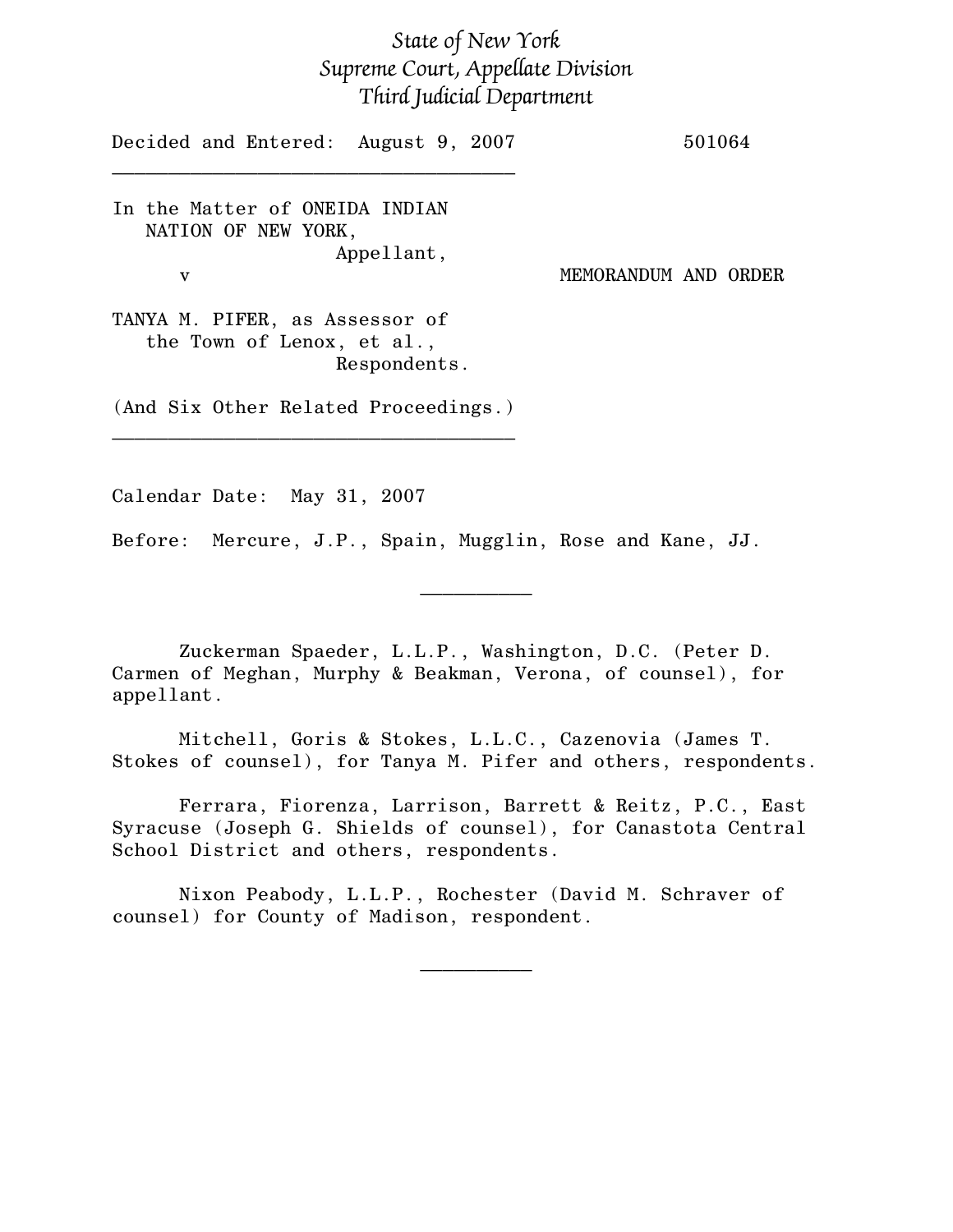*State of New York*
*Supreme Court, Appellate Division*
*Third Judicial Department*

Decided and Entered: August 9, 2007 501064

---

In the Matter of ONEIDA INDIAN NATION OF NEW YORK,
Appellant,

v

MEMORANDUM AND ORDER

TANYA M. PIFER, as Assessor of the Town of Lenox, et al.,
Respondents.

(And Six Other Related Proceedings.)

---

Calendar Date: May 31, 2007

Before: Mercure, J.P., Spain, Mugglin, Rose and Kane, JJ.

---

Zuckerman Spaeder, L.L.P., Washington, D.C. (Peter D. Carmen of Meghan, Murphy & Beakman, Verona, of counsel), for appellant.

Mitchell, Goris & Stokes, L.L.C., Cazenovia (James T. Stokes of counsel), for Tanya M. Pifer and others, respondents.

Ferrara, Fiorenza, Larrison, Barrett & Reitz, P.C., East Syracuse (Joseph G. Shields of counsel), for Canastota Central School District and others, respondents.

Nixon Peabody, L.L.P., Rochester (David M. Schraver of counsel) for County of Madison, respondent.

---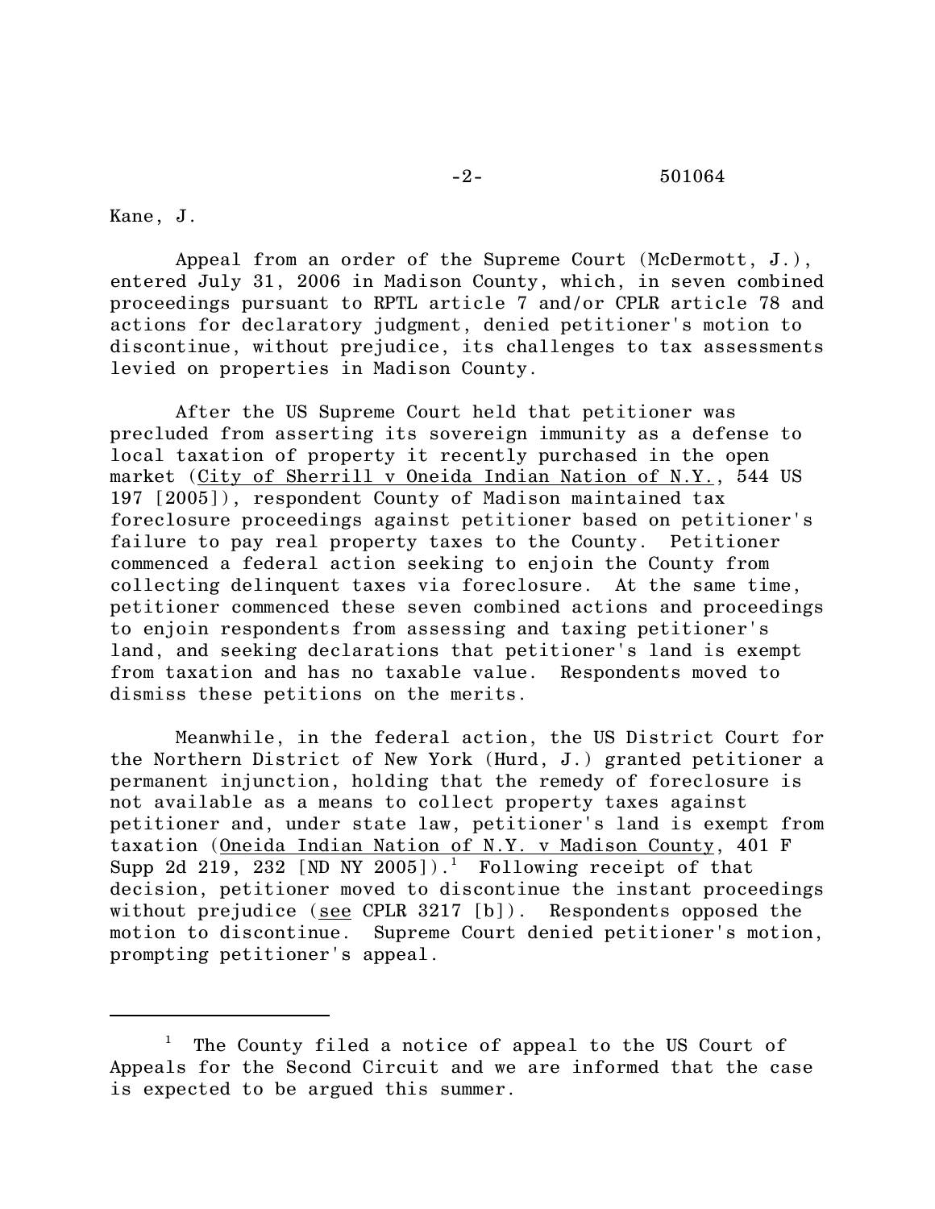Kane, J.

Appeal from an order of the Supreme Court (McDermott, J.), entered July 31, 2006 in Madison County, which, in seven combined proceedings pursuant to RPTL article 7 and/or CPLR article 78 and actions for declaratory judgment, denied petitioner's motion to discontinue, without prejudice, its challenges to tax assessments levied on properties in Madison County.

After the US Supreme Court held that petitioner was precluded from asserting its sovereign immunity as a defense to local taxation of property it recently purchased in the open market (City of Sherrill v Oneida Indian Nation of N.Y., 544 US 197 [2005]), respondent County of Madison maintained tax foreclosure proceedings against petitioner based on petitioner's failure to pay real property taxes to the County. Petitioner commenced a federal action seeking to enjoin the County from collecting delinquent taxes via foreclosure. At the same time, petitioner commenced these seven combined actions and proceedings to enjoin respondents from assessing and taxing petitioner's land, and seeking declarations that petitioner's land is exempt from taxation and has no taxable value. Respondents moved to dismiss these petitions on the merits.

Meanwhile, in the federal action, the US District Court for the Northern District of New York (Hurd, J.) granted petitioner a permanent injunction, holding that the remedy of foreclosure is not available as a means to collect property taxes against petitioner and, under state law, petitioner's land is exempt from taxation (Oneida Indian Nation of N.Y. v Madison County, 401 F Supp 2d 219, 232 [ND NY 2005]).[1] Following receipt of that decision, petitioner moved to discontinue the instant proceedings without prejudice (see CPLR 3217 [b]). Respondents opposed the motion to discontinue. Supreme Court denied petitioner's motion, prompting petitioner's appeal.

---

[1] The County filed a notice of appeal to the US Court of Appeals for the Second Circuit and we are informed that the case is expected to be argued this summer.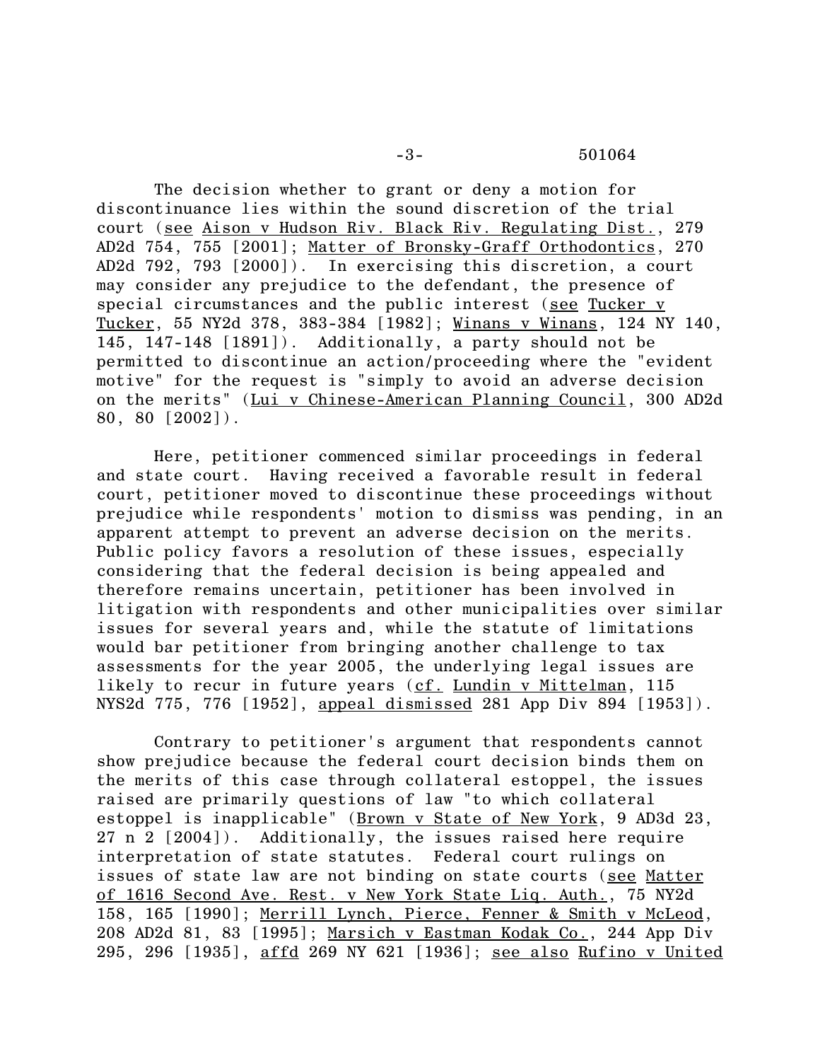The decision whether to grant or deny a motion for discontinuance lies within the sound discretion of the trial court (see Aison v Hudson Riv. Black Riv. Regulating Dist., 279 AD2d 754, 755 [2001]; Matter of Bronsky-Graff Orthodontics, 270 AD2d 792, 793 [2000]). In exercising this discretion, a court may consider any prejudice to the defendant, the presence of special circumstances and the public interest (see Tucker v Tucker, 55 NY2d 378, 383-384 [1982]; Winans v Winans, 124 NY 140, 145, 147-148 [1891]). Additionally, a party should not be permitted to discontinue an action/proceeding where the "evident motive" for the request is "simply to avoid an adverse decision on the merits" (Lui v Chinese-American Planning Council, 300 AD2d 80, 80 [2002]).

Here, petitioner commenced similar proceedings in federal and state court. Having received a favorable result in federal court, petitioner moved to discontinue these proceedings without prejudice while respondents' motion to dismiss was pending, in an apparent attempt to prevent an adverse decision on the merits. Public policy favors a resolution of these issues, especially considering that the federal decision is being appealed and therefore remains uncertain, petitioner has been involved in litigation with respondents and other municipalities over similar issues for several years and, while the statute of limitations would bar petitioner from bringing another challenge to tax assessments for the year 2005, the underlying legal issues are likely to recur in future years (cf. Lundin v Mittelman, 115 NYS2d 775, 776 [1952], appeal dismissed 281 App Div 894 [1953]).

Contrary to petitioner's argument that respondents cannot show prejudice because the federal court decision binds them on the merits of this case through collateral estoppel, the issues raised are primarily questions of law "to which collateral estoppel is inapplicable" (Brown v State of New York, 9 AD3d 23, 27 n 2 [2004]). Additionally, the issues raised here require interpretation of state statutes. Federal court rulings on issues of state law are not binding on state courts (see Matter of 1616 Second Ave. Rest. v New York State Liq. Auth., 75 NY2d 158, 165 [1990]; Merrill Lynch, Pierce, Fenner & Smith v McLeod, 208 AD2d 81, 83 [1995]; Marsich v Eastman Kodak Co., 244 App Div 295, 296 [1935], affd 269 NY 621 [1936]; see also Rufino v United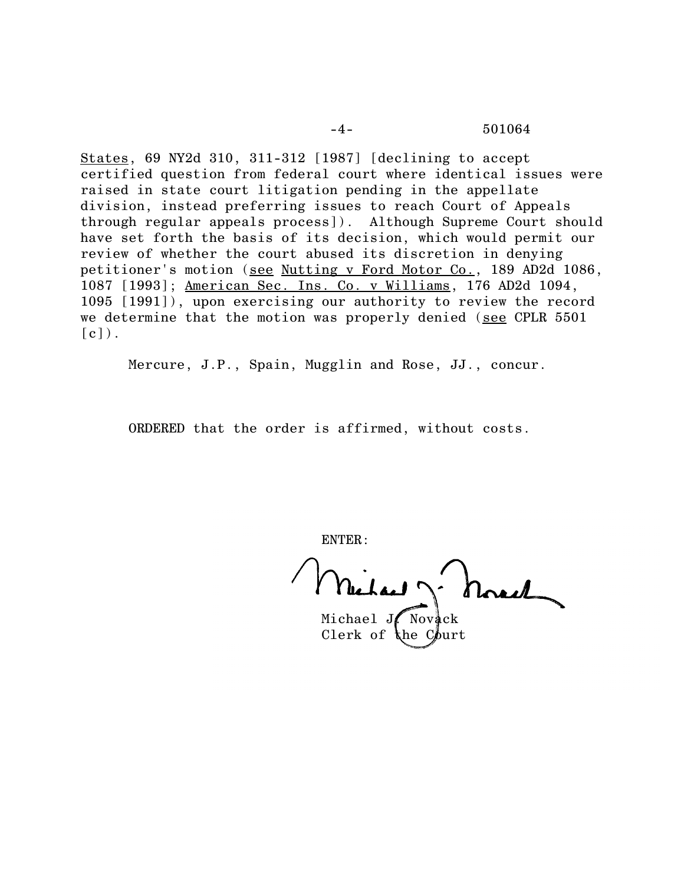States, 69 NY2d 310, 311-312 [1987] [declining to accept certified question from federal court where identical issues were raised in state court litigation pending in the appellate division, instead preferring issues to reach Court of Appeals through regular appeals process]). Although Supreme Court should have set forth the basis of its decision, which would permit our review of whether the court abused its discretion in denying petitioner's motion (see Nutting v Ford Motor Co., 189 AD2d 1086, 1087 [1993]; American Sec. Ins. Co. v Williams, 176 AD2d 1094, 1095 [1991]), upon exercising our authority to review the record we determine that the motion was properly denied (see CPLR 5501 [c]).

Mercure, J.P., Spain, Mugglin and Rose, JJ., concur.

ORDERED that the order is affirmed, without costs.

ENTER:

Michael J. Novack
Clerk of the Court